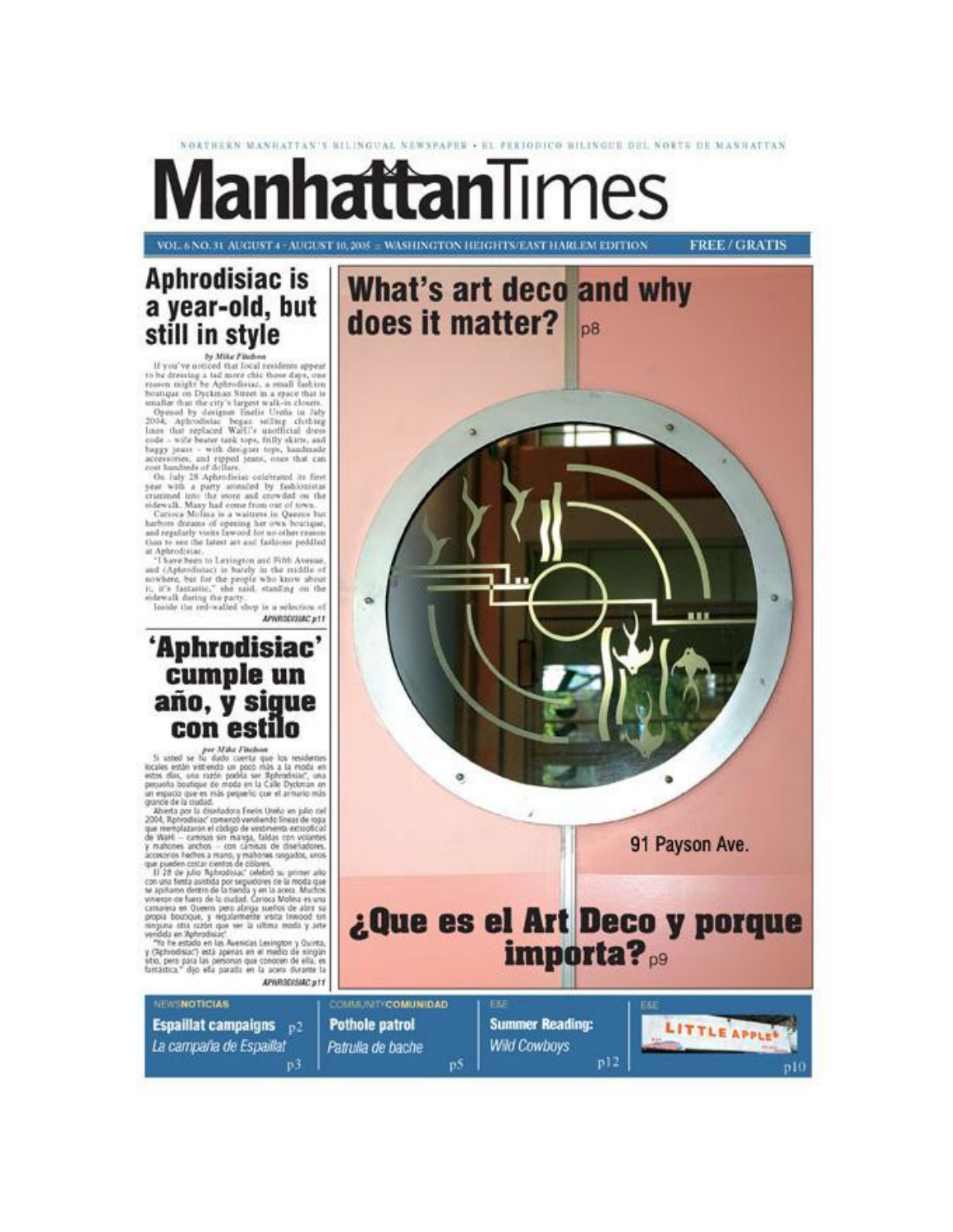NORTHERN MANHATTAN'S BILINGUAL NEWSPAPER • EL PERIODICO BILINGUE DEL NORTE DE MANHATTAN

# ManhattanTimes

VOL. 6 NO. 31 AUGUST 4 - AUGUST 10, 2005 :: WASHINGTON HEIGHTS/EAST HARLEM EDITION FREE / GRATIS

## Aphrodisiac is a year-old, but still in style

*by Mike Fitelson*

If you've noticed that local residents appear to be dressing a tad more chic these days, one reason might be Aphrodisiac, a small fashion boutique on Dyckman Street in a space that is smaller than the city's largest walk-in closets.

Opened by designer Enelis Ureña in July 2004, Aphrodisiac began selling clothing lines that replaced WaHi's unofficial dress code – wife beater tank tops, frilly skirts, and baggy jeans – with designer tops, handmade accessories, and ripped jeans, ones that can cost hundreds of dollars.

On July 28 Aphrodisiac celebrated its first year with a party attended by fashionistas crammed into the store and crowded on the sidewalk. Many had come from out of town.

Carioca Molina is a waitress in Queens but harbors dreams of opening her own boutique, and regularly visits Inwood for no other reason than to see the latest art and fashions peddled at Aphrodisiac.

"I have been to Lexington and Fifth Avenue, and (Aphrodisiac) is barely in the middle of nowhere, but for the people who know about it, it's fantastic," she said, standing on the sidewalk during the party.

Inside the red-walled shop is a selection of

*APHRODISIAC p11*

## 'Aphrodisiac' cumple un año, y sigue con estilo

*por Mike Fitelson*

Si usted se ha dado cuenta que los residentes locales están vistiendo un poco más a la moda en estos días, una razón podría ser 'Aphrodisiac', una pequeña boutique de moda en la Calle Dyckman en un espacio que es más pequeño que el armario más grande de la ciudad.

Abierta por la diseñadora Enelis Ureña en julio del 2004, 'Aphrodisiac' comenzó vendiendo líneas de ropa que reemplazaron el código de vestimenta extraoficial de WaHi – camisas sin manga, faldas con volantes y mahones anchos – con camisas de diseñadores, accesorios hechos a mano, y mahones rasgados, unos que pueden costar cientos de dólares.

El 28 de julio 'Aphrodisiac' celebró su primer año con una fiesta asistida por seguidores de la moda que se apiñaron dentro de la tienda y en la acera. Muchos vinieron de fuera de la ciudad. Carioca Molina es una camarera en Queens pero abriga sueños de abrir su propia boutique, y regularmente visita Inwood sin ninguna otra razón que ver la última moda y arte vendida en 'Aphrodisiac'.

"Yo he estado en las Avenidas Lexington y Quinta, y ('Aphrodisiac') está apenas en el medio de ningún sitio, pero para las personas que conocen de ella, es fantástica," dijo ella parada en la acera durante la

*APHRODISIAC p11*

## What's art deco and why does it matter? p8

91 Payson Ave.

## ¿Que es el Art Deco y porque importa? p9

NEWS/NOTICIAS
**Espaillat campaigns** p2
*La campaña de Espaillat* p3

COMMUNITY/COMUNIDAD
**Pothole patrol**
*Patrulla de bache* p5

E&E
**Summer Reading:**
*Wild Cowboys* p12

E&E
LITTLE APPLE p10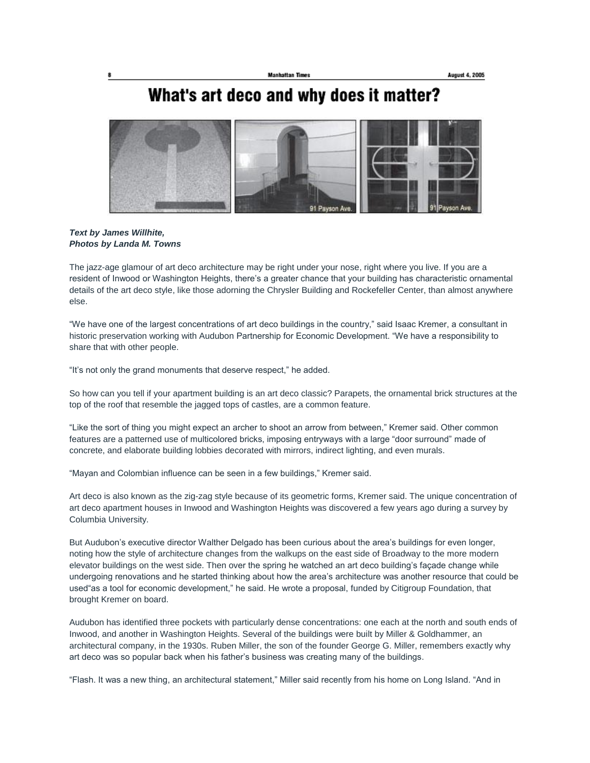# What's art deco and why does it matter?

***Text by James Willhite,***
***Photos by Landa M. Towns***

The jazz-age glamour of art deco architecture may be right under your nose, right where you live. If you are a resident of Inwood or Washington Heights, there's a greater chance that your building has characteristic ornamental details of the art deco style, like those adorning the Chrysler Building and Rockefeller Center, than almost anywhere else.

"We have one of the largest concentrations of art deco buildings in the country," said Isaac Kremer, a consultant in historic preservation working with Audubon Partnership for Economic Development. "We have a responsibility to share that with other people.

"It's not only the grand monuments that deserve respect," he added.

So how can you tell if your apartment building is an art deco classic? Parapets, the ornamental brick structures at the top of the roof that resemble the jagged tops of castles, are a common feature.

"Like the sort of thing you might expect an archer to shoot an arrow from between," Kremer said. Other common features are a patterned use of multicolored bricks, imposing entryways with a large "door surround" made of concrete, and elaborate building lobbies decorated with mirrors, indirect lighting, and even murals.

"Mayan and Colombian influence can be seen in a few buildings," Kremer said.

Art deco is also known as the zig-zag style because of its geometric forms, Kremer said. The unique concentration of art deco apartment houses in Inwood and Washington Heights was discovered a few years ago during a survey by Columbia University.

But Audubon's executive director Walther Delgado has been curious about the area's buildings for even longer, noting how the style of architecture changes from the walkups on the east side of Broadway to the more modern elevator buildings on the west side. Then over the spring he watched an art deco building's façade change while undergoing renovations and he started thinking about how the area's architecture was another resource that could be used"as a tool for economic development," he said. He wrote a proposal, funded by Citigroup Foundation, that brought Kremer on board.

Audubon has identified three pockets with particularly dense concentrations: one each at the north and south ends of Inwood, and another in Washington Heights. Several of the buildings were built by Miller & Goldhammer, an architectural company, in the 1930s. Ruben Miller, the son of the founder George G. Miller, remembers exactly why art deco was so popular back when his father's business was creating many of the buildings.

"Flash. It was a new thing, an architectural statement," Miller said recently from his home on Long Island. "And in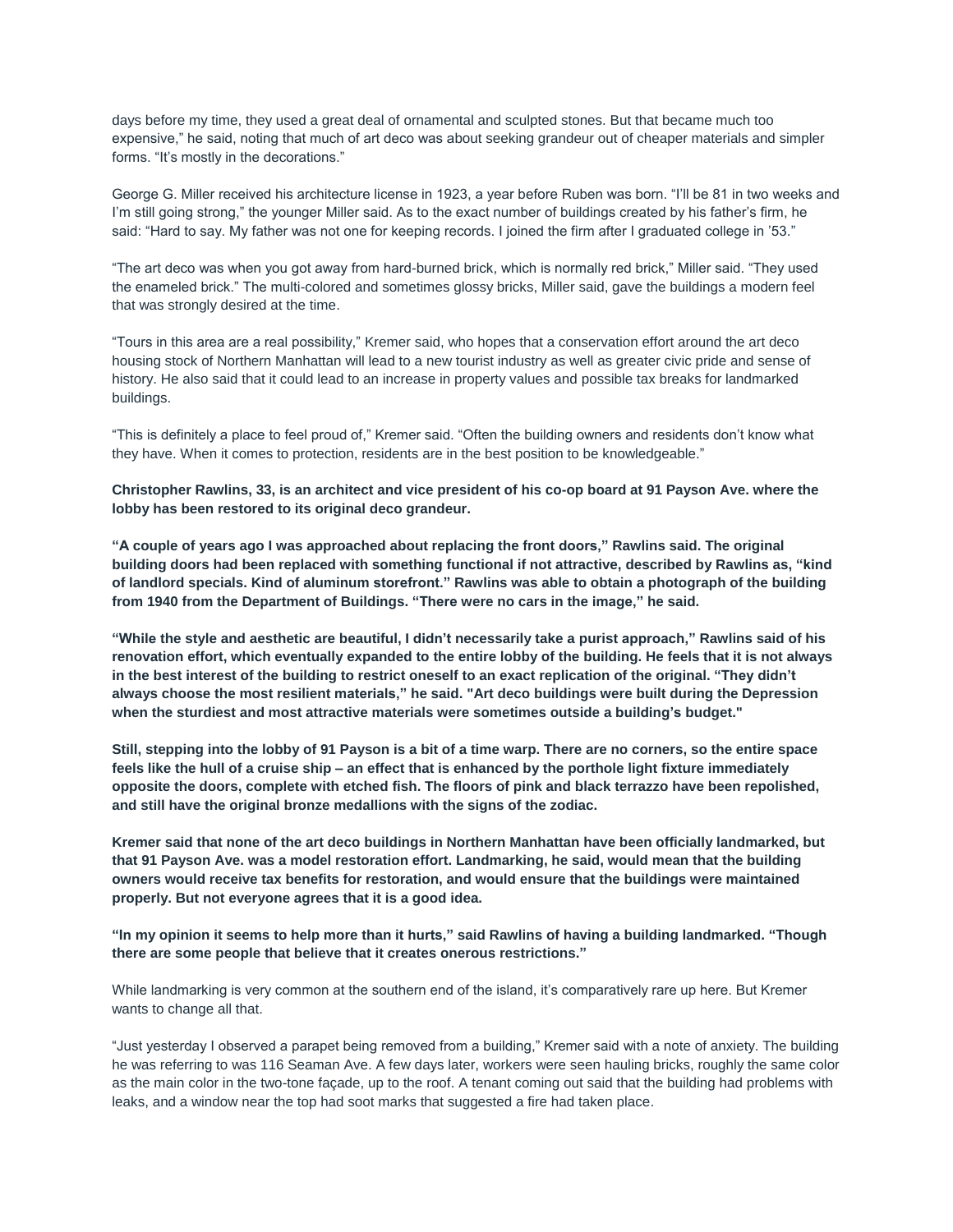days before my time, they used a great deal of ornamental and sculpted stones. But that became much too expensive," he said, noting that much of art deco was about seeking grandeur out of cheaper materials and simpler forms. "It's mostly in the decorations."

George G. Miller received his architecture license in 1923, a year before Ruben was born. "I'll be 81 in two weeks and I'm still going strong," the younger Miller said. As to the exact number of buildings created by his father's firm, he said: "Hard to say. My father was not one for keeping records. I joined the firm after I graduated college in '53."

"The art deco was when you got away from hard-burned brick, which is normally red brick," Miller said. "They used the enameled brick." The multi-colored and sometimes glossy bricks, Miller said, gave the buildings a modern feel that was strongly desired at the time.

"Tours in this area are a real possibility," Kremer said, who hopes that a conservation effort around the art deco housing stock of Northern Manhattan will lead to a new tourist industry as well as greater civic pride and sense of history. He also said that it could lead to an increase in property values and possible tax breaks for landmarked buildings.

"This is definitely a place to feel proud of," Kremer said. "Often the building owners and residents don't know what they have. When it comes to protection, residents are in the best position to be knowledgeable."

**Christopher Rawlins, 33, is an architect and vice president of his co-op board at 91 Payson Ave. where the lobby has been restored to its original deco grandeur.**

**"A couple of years ago I was approached about replacing the front doors," Rawlins said. The original building doors had been replaced with something functional if not attractive, described by Rawlins as, "kind of landlord specials. Kind of aluminum storefront." Rawlins was able to obtain a photograph of the building from 1940 from the Department of Buildings. "There were no cars in the image," he said.**

**"While the style and aesthetic are beautiful, I didn't necessarily take a purist approach," Rawlins said of his renovation effort, which eventually expanded to the entire lobby of the building. He feels that it is not always in the best interest of the building to restrict oneself to an exact replication of the original. "They didn't always choose the most resilient materials," he said. "Art deco buildings were built during the Depression when the sturdiest and most attractive materials were sometimes outside a building's budget."**

**Still, stepping into the lobby of 91 Payson is a bit of a time warp. There are no corners, so the entire space feels like the hull of a cruise ship – an effect that is enhanced by the porthole light fixture immediately opposite the doors, complete with etched fish. The floors of pink and black terrazzo have been repolished, and still have the original bronze medallions with the signs of the zodiac.**

**Kremer said that none of the art deco buildings in Northern Manhattan have been officially landmarked, but that 91 Payson Ave. was a model restoration effort. Landmarking, he said, would mean that the building owners would receive tax benefits for restoration, and would ensure that the buildings were maintained properly. But not everyone agrees that it is a good idea.**

**"In my opinion it seems to help more than it hurts," said Rawlins of having a building landmarked. "Though there are some people that believe that it creates onerous restrictions."**

While landmarking is very common at the southern end of the island, it's comparatively rare up here. But Kremer wants to change all that.

"Just yesterday I observed a parapet being removed from a building," Kremer said with a note of anxiety. The building he was referring to was 116 Seaman Ave. A few days later, workers were seen hauling bricks, roughly the same color as the main color in the two-tone façade, up to the roof. A tenant coming out said that the building had problems with leaks, and a window near the top had soot marks that suggested a fire had taken place.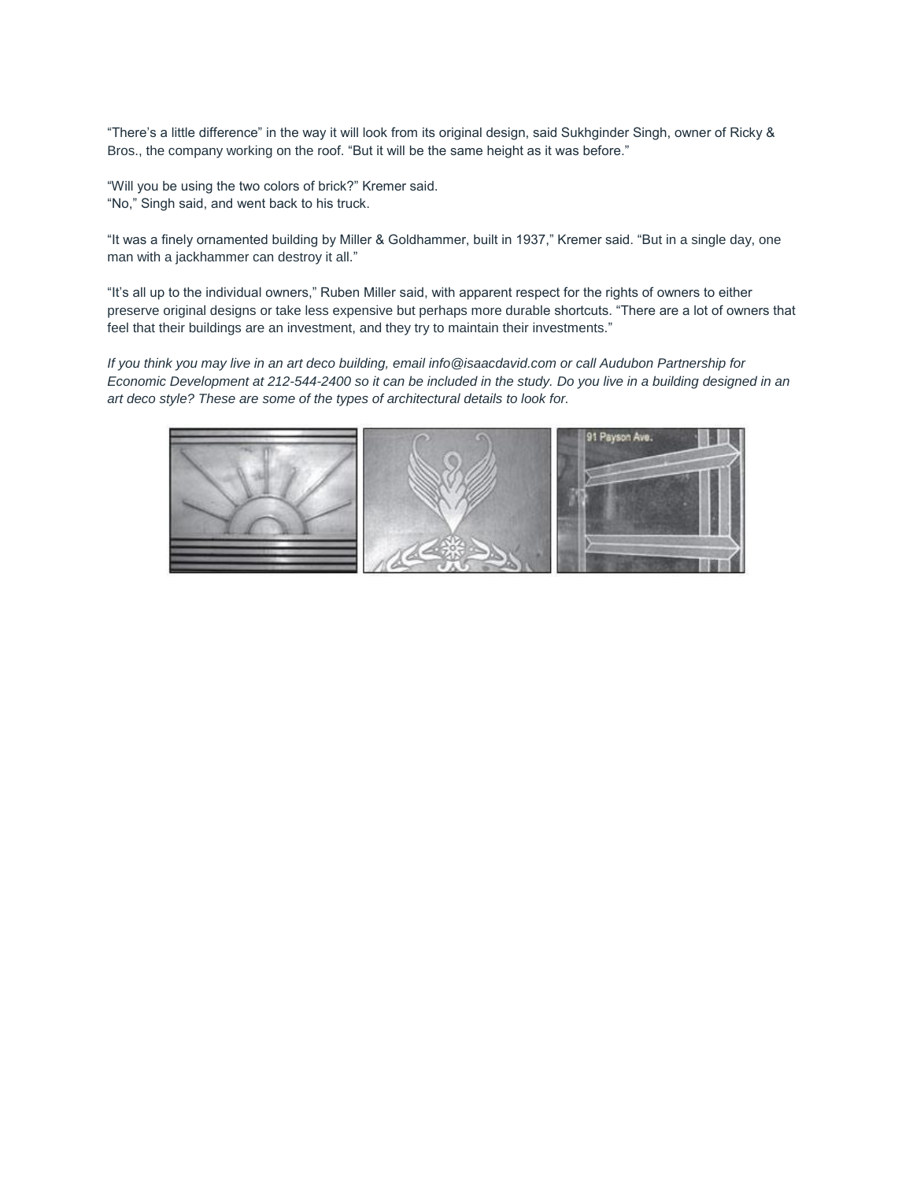"There's a little difference" in the way it will look from its original design, said Sukhginder Singh, owner of Ricky & Bros., the company working on the roof. "But it will be the same height as it was before."

"Will you be using the two colors of brick?" Kremer said.
"No," Singh said, and went back to his truck.

"It was a finely ornamented building by Miller & Goldhammer, built in 1937," Kremer said. "But in a single day, one man with a jackhammer can destroy it all."

"It's all up to the individual owners," Ruben Miller said, with apparent respect for the rights of owners to either preserve original designs or take less expensive but perhaps more durable shortcuts. "There are a lot of owners that feel that their buildings are an investment, and they try to maintain their investments."

*If you think you may live in an art deco building, email info@isaacdavid.com or call Audubon Partnership for Economic Development at 212-544-2400 so it can be included in the study. Do you live in a building designed in an art deco style? These are some of the types of architectural details to look for.*